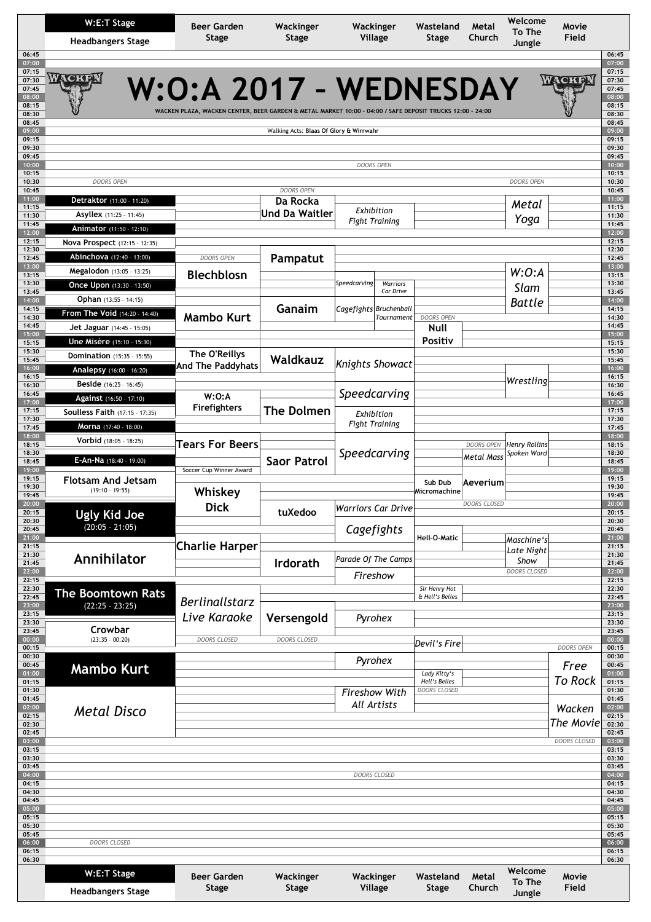# W:O:A 2017 – WEDNESDAY

WACKEN PLAZA, WACKEN CENTER, BEER GARDEN & METAL MARKET 10:00 - 04:00 / SAFE DEPOSIT TRUCKS 12:00 - 24:00

09:00 – Walking Acts: **Blaas Of Glory & Wirrwahr**

| Time | W:E:T Stage / Headbangers Stage | Beer Garden Stage | Wackinger Stage | Wackinger Village | Wasteland Stage | Metal Church | Welcome To The Jungle | Movie Field |
|---|---|---|---|---|---|---|---|---|
| 10:00 | | | | *DOORS OPEN* | | | | |
| 10:30 | *DOORS OPEN* | | | | | | *DOORS OPEN* | |
| 10:45 | | | *DOORS OPEN* | | | | | |
| 11:00 | **Detraktor** (11:00 - 11:20) | | Da Rocka Und Da Waitler | *Exhibition Fight Training* | | | *Metal Yoga* | |
| 11:25 | **Asyllex** (11:25 - 11:45) | | | | | | | |
| 11:50 | **Animator** (11:50 - 12:10) | | | | | | | |
| 12:15 | **Nova Prospect** (12:15 - 12:35) | | | | | | | |
| 12:30 | | | Pampatut | | | | | |
| 12:40 | **Abinchova** (12:40 - 13:00) | *DOORS OPEN* | | | | | | |
| 13:00 | | Blechblosn | | | | | *W:O:A Slam Battle* | |
| 13:05 | **Megalodon** (13:05 - 13:25) | | | | | | | |
| 13:15 | | | | *Speedcarving* / *Warriors Car Drive* | | | | |
| 13:30 | **Once Upon** (13:30 - 13:50) | | | | | | | |
| 13:55 | **Ophan** (13:55 - 14:15) | | | | | | | |
| 14:00 | | | Ganaim | *Cagefights* / *Bruchenball Tournament* | | | | |
| 14:15 | | Mambo Kurt | | | *DOORS OPEN* | | | |
| 14:20 | **From The Void** (14:20 - 14:40) | | | | | | | |
| 14:30 | | | | | Null Positiv | | | |
| 14:45 | **Jet Jaguar** (14:45 - 15:05) | | | | | | | |
| 15:10 | **Une Misère** (15:10 - 15:30) | | | | | | | |
| 15:15 | | | | *Knights Showact* | | | | |
| 15:30 | | The O'Reillys And The Paddyhats | Waldkauz | | | | | |
| 15:35 | **Domination** (15:35 - 15:55) | | | | | | | |
| 16:00 | **Analepsy** (16:00 - 16:20) | | | | | | | |
| 16:15 | | | | | | | *Wrestling* | |
| 16:25 | **Beside** (16:25 - 16:45) | | | | | | | |
| 16:30 | | | | *Speedcarving* | | | | |
| 16:45 | | W:O:A Firefighters | The Dolmen | | | | | |
| 16:50 | **Against** (16:50 - 17:10) | | | | | | | |
| 17:00 | | | | *Exhibition Fight Training* | | | | |
| 17:15 | **Soulless Faith** (17:15 - 17:35) | | | | | | | |
| 17:40 | **Morna** (17:40 - 18:00) | | | | | | | |
| 18:00 | | Tears For Beers | | *Speedcarving* | | | | |
| 18:05 | **Vorbid** (18:05 - 18:25) | | | | | | | |
| 18:15 | | | Saor Patrol | | | *DOORS OPEN* | *Henry Rollins Spoken Word* | |
| 18:30 | | | | | | *Metal Mass* | | |
| 18:40 | **E-An-Na** (18:40 - 19:00) | | | | | | | |
| 19:00 | | Soccer Cup Winner Award | | | | | | |
| 19:10 | **Flotsam And Jetsam** (19:10 - 19:55) | | | | | | | |
| 19:15 | | Whiskey Dick | | | Sub Dub Micromachine | Aeverium | | |
| 19:45 | | | tuXedoo | | | | | |
| 20:00 | | | | *Warriors Car Drive* | | *DOORS CLOSED* | | |
| 20:05 | **Ugly Kid Joe** (20:05 - 21:05) | | | | | | | |
| 20:30 | | | | *Cagefights* | | | | |
| 20:45 | | | | | Hell-O-Matic | | | |
| 21:00 | | Charlie Harper | | | | | *Maschine's Late Night Show* | |
| 21:15 | **Annihilator** | | Irdorath | | | | | |
| 21:30 | | | | *Parade Of The Camps* | | | | |
| 22:00 | | | | *Fireshow* | | | *DOORS CLOSED* | |
| 22:15 | | *Berlinallstarz Live Karaoke* | | | | | | |
| 22:25 | **The Boomtown Rats** (22:25 - 23:25) | | | | | | | |
| 22:30 | | | Versengold | | Sir Henry Hot & Hell's Belles | | | |
| 23:00 | | | | *Pyrohex* | | | | |
| 23:35 | **Crowbar** (23:35 - 00:20) | | | | | | | |
| 00:00 | | *DOORS CLOSED* | *DOORS CLOSED* | | *Devil's Fire* | | | |
| 00:15 | | | | | | | | *DOORS OPEN* |
| 00:30 | **Mambo Kurt** | | | *Pyrohex* | | | | |
| 00:45 | | | | | | | | *Free To Rock* |
| 01:00 | | | | | *Lady Kitty's Hell's Belles* | | | |
| 01:30 | *Metal Disco* | | | *Fireshow With All Artists* | *DOORS CLOSED* | | | |
| 02:00 | | | | | | | | *Wacken The Movie* |
| 03:00 | | | | | | | | *DOORS CLOSED* |
| 04:00 | | | | *DOORS CLOSED* | | | | |
| 06:00 | *DOORS CLOSED* | | | | | | | |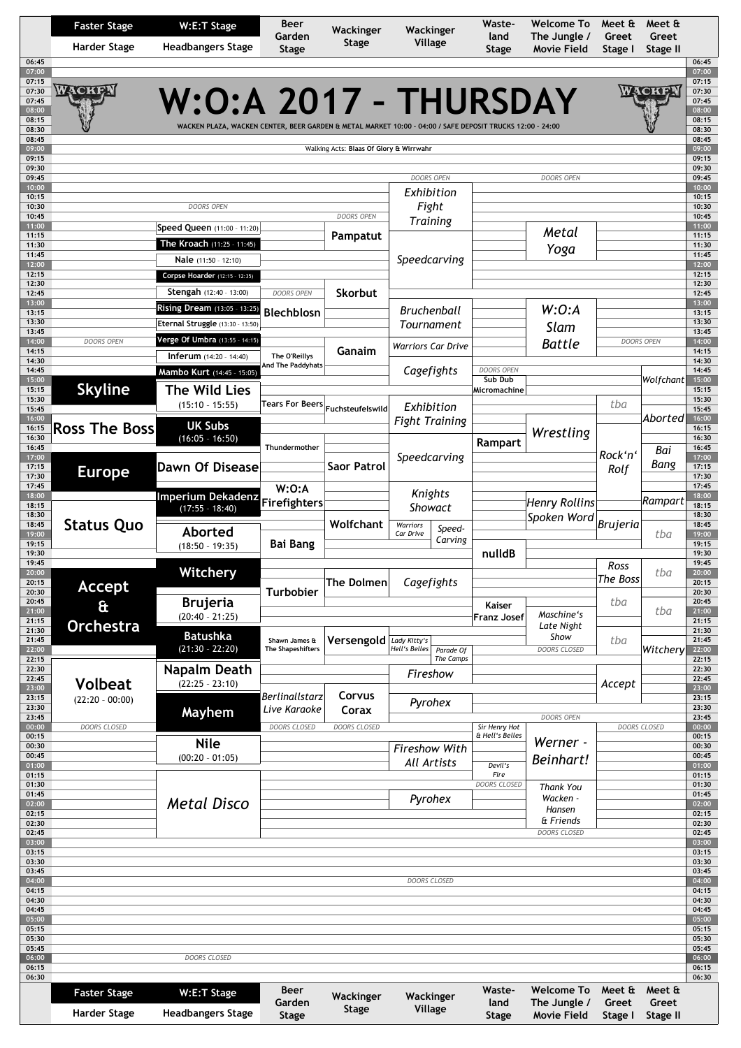# W:O:A 2017 – THURSDAY

WACKEN PLAZA, WACKEN CENTER, BEER GARDEN & METAL MARKET 10:00 - 04:00 / SAFE DEPOSIT TRUCKS 12:00 - 24:00

Walking Acts: **Blaas Of Glory & Wirrwahr**

| Faster Stage / Harder Stage | W:E:T Stage / Headbangers Stage | Beer Garden Stage | Wackinger Stage | Wackinger Village | Wasteland Stage | Welcome To The Jungle / Movie Field | Meet & Greet Stage I | Meet & Greet Stage II |
|---|---|---|---|---|---|---|---|---|
| | DOORS OPEN (10:30) | | DOORS OPEN (10:45) | DOORS OPEN (09:45) | | DOORS OPEN (09:45) | | |
| | Speed Queen (11:00 - 11:20) | | Pampatut | *Exhibition Fight Training* | | *Metal Yoga* | | |
| | The Kroach (11:25 - 11:45) | | | *Speedcarving* | | | | |
| | Nale (11:50 - 12:10) | | | | | | | |
| | Corpse Hoarder (12:15 - 12:35) | | | | | | | |
| | Stengah (12:40 - 13:00) | DOORS OPEN | Skorbut | | | | | |
| | Rising Dream (13:05 - 13:25) | Blechblosn | | *Bruchenball Tournament* | | *W:O:A Slam Battle* | | |
| | Eternal Struggle (13:30 - 13:50) | | | | | | | |
| DOORS OPEN | Verge Of Umbra (13:55 - 14:15) | | Ganaim | *Warriors Car Drive* | | | DOORS OPEN | |
| | Inferum (14:20 - 14:40) | The O'Reillys And The Paddyhats | | *Cagefights* | DOORS OPEN | | | |
| | Mambo Kurt (14:45 - 15:05) | | | | Sub Dub Micromachine | | | *Wolfchant* |
| Skyline | The Wild Lies (15:10 - 15:55) | Tears For Beers | Fuchsteufelswild | *Exhibition Fight Training* | | | *tba* | |
| Ross The Boss | UK Subs (16:05 - 16:50) | | | | Rampart | *Wrestling* | | *Aborted* |
| | | Thundermother | | *Speedcarving* | | | *Rock'n' Rolf* | *Bai Bang* |
| Europe | Dawn Of Disease | | Saor Patrol | | | | | |
| | Imperium Dekadenz (17:55 - 18:40) | W:O:A Firefighters | | *Knights Showact* | | *Henry Rollins Spoken Word* | | *Rampart* |
| Status Quo | Aborted (18:50 - 19:35) | Bai Bang | Wolfchant | *Warriors Car Drive* / *Speed-Carving* | | | *Brujeria* | *tba* |
| | | | | | nulldB | | | |
| Accept & Orchestra | Witchery | | The Dolmen | *Cagefights* | | | *Ross The Boss* | *tba* |
| | | Turbobier | | | | | | |
| | Brujeria (20:40 - 21:25) | | | | Kaiser Franz Josef | *Maschine's Late Night Show* | *tba* | *tba* |
| | Batushka (21:30 - 22:20) | Shawn James & The Shapeshifters | Versengold | *Lady Kitty's Hell's Belles* / *Parade Of The Camps* | | DOORS CLOSED | *tba* | *Witchery* |
| Volbeat (22:20 - 00:00) | Napalm Death (22:25 - 23:10) | | | *Fireshow* | | | *Accept* | |
| | Mayhem | *Berlinallstarz Live Karaoke* | Corvus Corax | *Pyrohex* | | DOORS OPEN | | |
| DOORS CLOSED | | DOORS CLOSED | DOORS CLOSED | | *Sir Henry Hot & Hell's Belles* | | DOORS CLOSED | |
| | Nile (00:20 - 01:05) | | | *Fireshow With All Artists* | | *Werner - Beinhart!* | | |
| | | | | | *Devil's Fire* | | | |
| | *Metal Disco* | | | *Pyrohex* | DOORS CLOSED | *Thank You Wacken - Hansen & Friends* | | |
| | | | | | | DOORS CLOSED | | |
| | | | | DOORS CLOSED (04:00) | | | | |
| | DOORS CLOSED (06:00) | | | | | | | |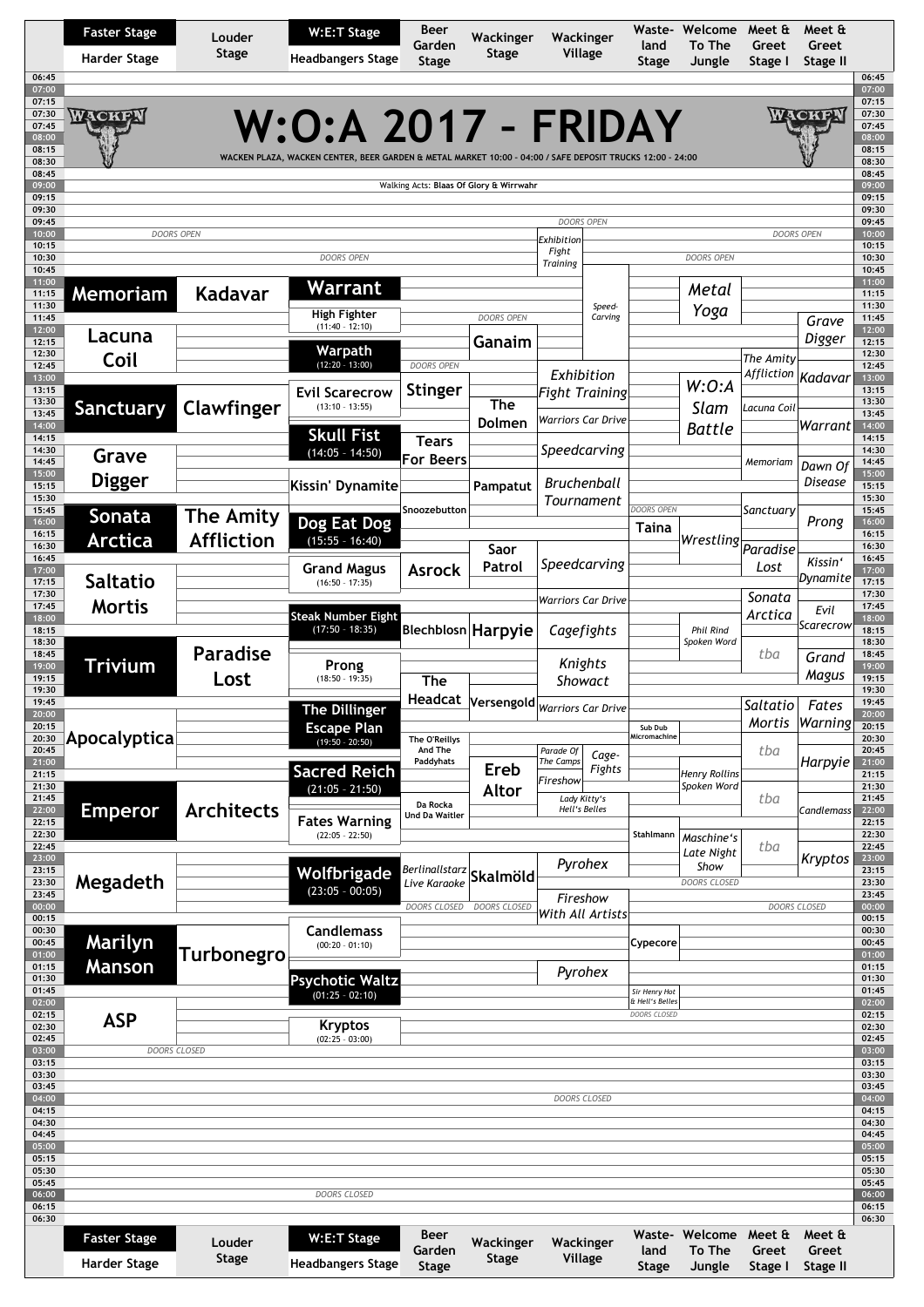# W:O:A 2017 – FRIDAY

WACKEN PLAZA, WACKEN CENTER, BEER GARDEN & METAL MARKET 10:00 - 04:00 / SAFE DEPOSIT TRUCKS 12:00 - 24:00

Walking Acts: **Blaas Of Glory & Wirrwahr**

## Faster Stage / Harder Stage

- DOORS OPEN 10:00
- Memoriam
- Lacuna Coil
- Sanctuary
- Grave Digger
- Sonata Arctica
- Saltatio Mortis
- Trivium
- Apocalyptica
- Emperor
- Megadeth
- Marilyn Manson
- ASP
- DOORS CLOSED 03:00

## Louder Stage

- Kadavar
- Clawfinger
- The Amity Affliction
- Paradise Lost
- Architects
- Turbonegro

## W:E:T Stage / Headbangers Stage

- DOORS OPEN 10:30
- Warrant
- High Fighter (11:40 - 12:10)
- Warpath (12:20 - 13:00)
- Evil Scarecrow (13:10 - 13:55)
- Skull Fist (14:05 - 14:50)
- Kissin' Dynamite
- Dog Eat Dog (15:55 - 16:40)
- Grand Magus (16:50 - 17:35)
- Steak Number Eight (17:50 - 18:35)
- Prong (18:50 - 19:35)
- The Dillinger Escape Plan (19:50 - 20:50)
- Sacred Reich (21:05 - 21:50)
- Fates Warning (22:05 - 22:50)
- Wolfbrigade (23:05 - 00:05)
- Candlemass (00:20 - 01:10)
- Psychotic Waltz (01:25 - 02:10)
- Kryptos (02:25 - 03:00)
- DOORS CLOSED 06:00

## Beer Garden Stage

- DOORS OPEN 12:45
- Stinger
- Tears For Beers
- Snoozebutton
- Asrock
- Blechblosn
- The Headcat
- The O'Reillys And The Paddyhats
- Da Rocka Und Da Waitler
- *Berlinallstarz Live Karaoke*
- DOORS CLOSED

## Wackinger Stage

- DOORS OPEN 11:45
- Ganaim
- The Dolmen
- Pampatut
- Saor Patrol
- Harpyie
- Versengold
- Ereb Altor
- Skalmöld
- DOORS CLOSED

## Wackinger Village

- DOORS OPEN 09:45
- *Exhibition Fight Training*
- *Speed-Carving*
- *Exhibition Fight Training*
- *Warriors Car Drive*
- *Speedcarving*
- *Bruchenball Tournament*
- *Speedcarving*
- *Warriors Car Drive*
- *Cagefights*
- *Knights Showact*
- *Warriors Car Drive*
- *Parade Of The Camps*
- *Cage-Fights*
- *Fireshow*
- *Lady Kitty's Hell's Belles*
- *Pyrohex*
- *Fireshow With All Artists*
- *Pyrohex*
- DOORS CLOSED 04:00

## Wasteland Stage

- DOORS OPEN 15:45
- Taina
- Sub Dub Micromachine
- Stahlmann
- Cypecore
- Sir Henry Hot & Hell's Belles
- DOORS CLOSED

## Welcome To The Jungle

- DOORS OPEN 10:30
- *Metal Yoga*
- *W:O:A Slam Battle*
- *Wrestling*
- *Phil Rind Spoken Word*
- *Henry Rollins Spoken Word*
- *Maschine's Late Night Show*
- DOORS CLOSED

## Meet & Greet Stage I

- DOORS OPEN 10:00
- *The Amity Affliction*
- *Lacuna Coil*
- *Memoriam*
- *Sanctuary*
- *Paradise Lost*
- *Sonata Arctica*
- *tba*
- *Saltatio Mortis*
- *tba*
- *tba*
- *tba*
- DOORS CLOSED

## Meet & Greet Stage II

- *Grave Digger*
- *Kadavar*
- *Warrant*
- *Dawn Of Disease*
- *Prong*
- *Kissin' Dynamite*
- *Evil Scarecrow*
- *Grand Magus*
- *Fates Warning*
- *Harpyie*
- *Candlemass*
- *Kryptos*
- DOORS CLOSED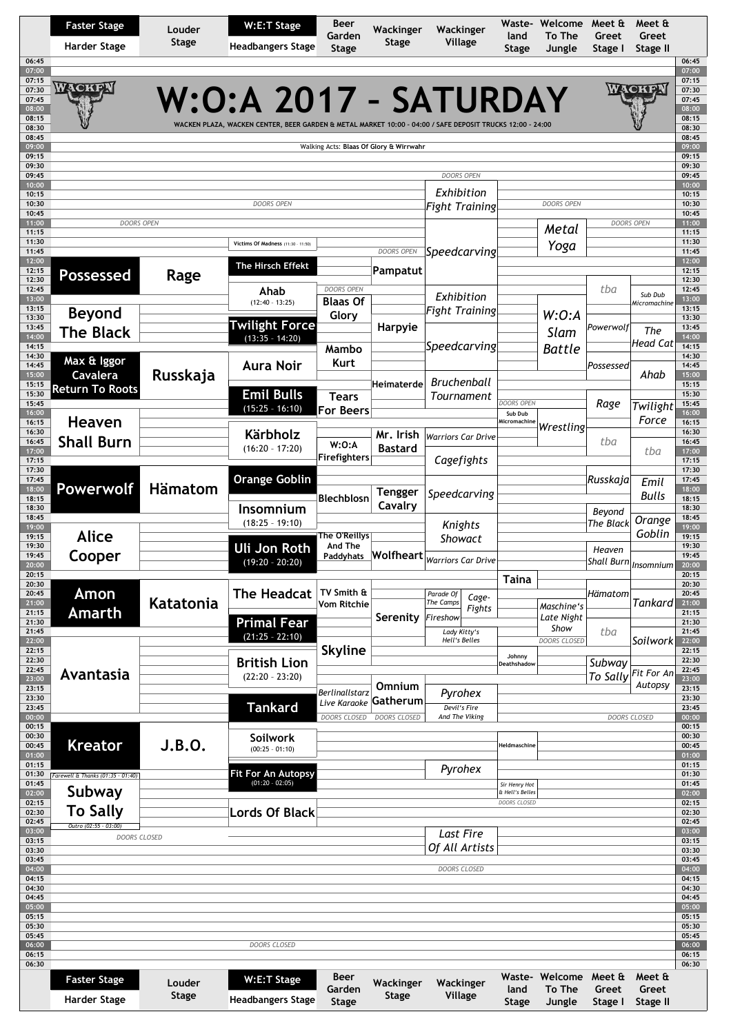# W:O:A 2017 – SATURDAY

WACKEN PLAZA, WACKEN CENTER, BEER GARDEN & METAL MARKET 10:00 - 04:00 / SAFE DEPOSIT TRUCKS 12:00 - 24:00

Walking Acts: **Blaas Of Glory & Wirrwahr**

| Time | Faster Stage / Harder Stage | Louder Stage | W:E:T Stage / Headbangers Stage | Beer Garden Stage | Wackinger Stage | Wackinger Village | Wasteland Stage | Welcome To The Jungle | Meet & Greet Stage I | Meet & Greet Stage II |
|---|---|---|---|---|---|---|---|---|---|---|
| 09:45 | | | | | | *DOORS OPEN* | | | | |
| 10:00 | | | | | | *Exhibition Fight Training* | | | | |
| 10:30 | | | *DOORS OPEN* | | | | | *DOORS OPEN* | | |
| 11:00 | *DOORS OPEN* | | | | | | | *Metal Yoga* | *DOORS OPEN* | |
| 11:30 | | | Victims Of Madness (11:30 - 11:50) | | | *Speedcarving* | | | | |
| 11:45 | | | | | *DOORS OPEN* | | | | | |
| 12:00 | **Possessed** | **Rage** | **The Hirsch Effekt** | | **Pampatut** | | | | | |
| 12:30 | | | | *DOORS OPEN* | | | | | *tba* | |
| 12:40 | | | **Ahab** (12:40 - 13:25) | **Blaas Of Glory** | | *Exhibition Fight Training* | | | | *Sub Dub Micromachine* |
| 13:00 | **Beyond The Black** | | | | **Harpyie** | | | *W:O:A Slam Battle* | | |
| 13:35 | | | **Twilight Force** (13:35 - 14:20) | | | | | | *Powerwolf* | *The Head Cat* |
| 14:00 | | | | **Mambo Kurt** | | *Speedcarving* | | | | |
| 14:30 | **Max & Iggor Cavalera Return To Roots** | **Russkaja** | **Aura Noir** | | | | | | *Possessed* | *Ahab* |
| 15:00 | | | | | **Heimaterde** | *Bruchenball Tournament* | | | | |
| 15:25 | | | **Emil Bulls** (15:25 - 16:10) | **Tears For Beers** | | | | | | |
| 15:45 | | | | | | | *DOORS OPEN* | | *Rage* | *Twilight Force* |
| 16:00 | **Heaven Shall Burn** | | | | | | Sub Dub Micromachine | *Wrestling* | | |
| 16:20 | | | **Kärbholz** (16:20 - 17:20) | **W:O:A Firefighters** | **Mr. Irish Bastard** | *Warriors Car Drive* | | | *tba* | *tba* |
| 17:00 | | | | | | *Cagefights* | | | | |
| 17:30 | **Powerwolf** | **Hämatom** | **Orange Goblin** | | | | | | *Russkaja* | *Emil Bulls* |
| 18:00 | | | | **Blechblosn** | **Tengger Cavalry** | *Speedcarving* | | | | |
| 18:25 | | | **Insomnium** (18:25 - 19:10) | | | | | | *Beyond The Black* | *Orange Goblin* |
| 18:45 | | | | | | *Knights Showact* | | | | |
| 19:00 | **Alice Cooper** | | | **The O'Reillys And The Paddyhats** | **Wolfheart** | | | | | |
| 19:20 | | | **Uli Jon Roth** (19:20 - 20:20) | | | *Warriors Car Drive* | | | *Heaven Shall Burn* | *Insomnium* |
| 20:15 | | | | | | | **Taina** | | | |
| 20:30 | **Amon Amarth** | **Katatonia** | **The Headcat** | **TV Smith & Vom Ritchie** | | *Parade Of The Camps* / *Cage-Fights* | | *Maschine's Late Night Show* | *Hämatom* | *Tankard* |
| 21:00 | | | | | **Serenity** | *Fireshow* | | | | |
| 21:25 | | | **Primal Fear** (21:25 - 22:10) | | | *Lady Kitty's Hell's Belles* | | *DOORS CLOSED* | *tba* | *Soilwork* |
| 22:00 | **Avantasia** | | | **Skyline** | | | | | | |
| 22:15 | | | | | | | Johnny Deathshadow | | | |
| 22:20 | | | **British Lion** (22:20 - 23:20) | | | | | | *Subway To Sally* | *Fit For An Autopsy* |
| 23:00 | | | | *Berlinallstarz Live Karaoke* | **Omnium Gatherum** | *Pyrohex* | | | | |
| 23:30 | | | **Tankard** | | | *Devil's Fire And The Viking* | | | | |
| 00:00 | | | | *DOORS CLOSED* | *DOORS CLOSED* | | | | *DOORS CLOSED* | |
| 00:00 | **Kreator** | **J.B.O.** | **Soilwork** (00:25 - 01:10) | | | | | | | |
| 00:45 | | | | | | | Heldmaschine | | | |
| 01:15 | | | | | | *Pyrohex* | | | | |
| 01:20 | | | **Fit For An Autopsy** (01:20 - 02:05) | | | | | | | |
| 01:35 | *Farewell & Thanks (01:35 - 01:40)* | | | | | | | | | |
| 01:45 | **Subway To Sally** | | | | | | *Sir Henry Hot & Hell's Belles* | | | |
| 02:00 | | | | | | | *DOORS CLOSED* | | | |
| 02:15 | | | **Lords Of Black** | | | | | | | |
| 02:55 | *Outro (02:55 - 03:00)* | | | | | | | | | |
| 03:00 | *DOORS CLOSED* | | | | | *Last Fire Of All Artists* | | | | |
| 04:00 | | | | | | *DOORS CLOSED* | | | | |
| 06:00 | | | *DOORS CLOSED* | | | | | | | |